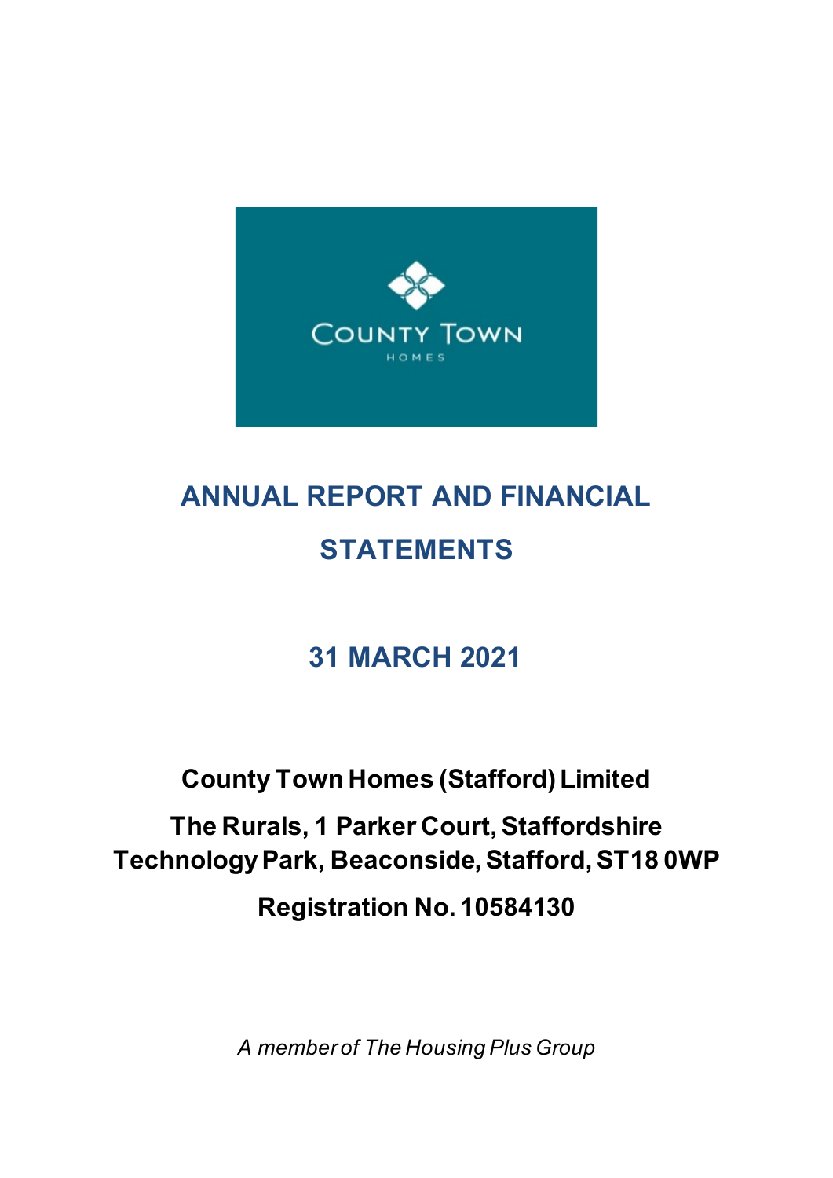COUNTY TOWN HOMES

# ANNUAL REPORT AND FINANCIAL STATEMENTS

## 31 MARCH 2021

**County Town Homes (Stafford) Limited**

**The Rurals, 1 Parker Court, Staffordshire Technology Park, Beaconside, Stafford, ST18 0WP**

**Registration No. 10584130**

*A member of The Housing Plus Group*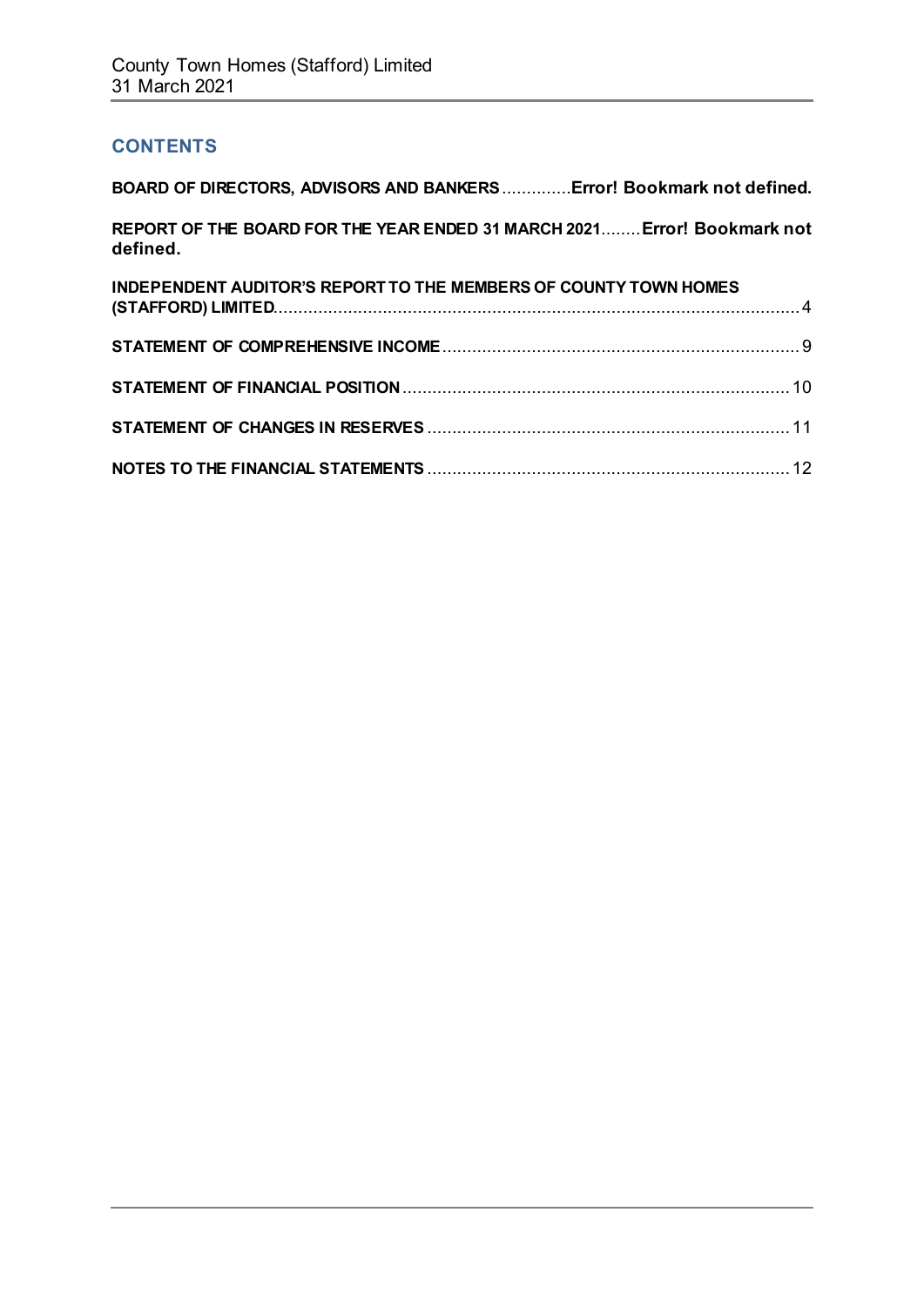## CONTENTS

**BOARD OF DIRECTORS, ADVISORS AND BANKERS** .............. **Error! Bookmark not defined.**

**REPORT OF THE BOARD FOR THE YEAR ENDED 31 MARCH 2021** ........ **Error! Bookmark not defined.**

**INDEPENDENT AUDITOR'S REPORT TO THE MEMBERS OF COUNTY TOWN HOMES (STAFFORD) LIMITED** ........ 4

**STATEMENT OF COMPREHENSIVE INCOME** ........ 9

**STATEMENT OF FINANCIAL POSITION** ........ 10

**STATEMENT OF CHANGES IN RESERVES** ........ 11

**NOTES TO THE FINANCIAL STATEMENTS** ........ 12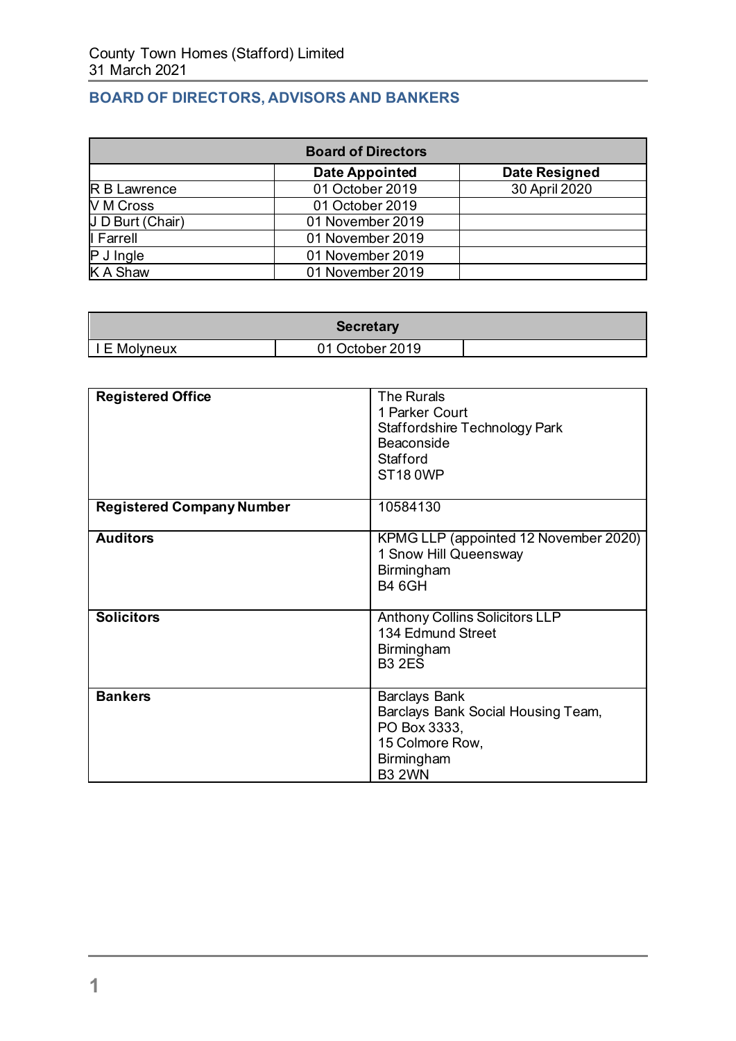## BOARD OF DIRECTORS, ADVISORS AND BANKERS

| Board of Directors | | |
|---|---|---|
| | **Date Appointed** | **Date Resigned** |
| R B Lawrence | 01 October 2019 | 30 April 2020 |
| V M Cross | 01 October 2019 | |
| J D Burt (Chair) | 01 November 2019 | |
| I Farrell | 01 November 2019 | |
| P J Ingle | 01 November 2019 | |
| K A Shaw | 01 November 2019 | |

| Secretary | | |
|---|---|---|
| I E Molyneux | 01 October 2019 | |

| | |
|---|---|
| **Registered Office** | The Rurals<br>1 Parker Court<br>Staffordshire Technology Park<br>Beaconside<br>Stafford<br>ST18 0WP |
| **Registered Company Number** | 10584130 |
| **Auditors** | KPMG LLP (appointed 12 November 2020)<br>1 Snow Hill Queensway<br>Birmingham<br>B4 6GH |
| **Solicitors** | Anthony Collins Solicitors LLP<br>134 Edmund Street<br>Birmingham<br>B3 2ES |
| **Bankers** | Barclays Bank<br>Barclays Bank Social Housing Team,<br>PO Box 3333,<br>15 Colmore Row,<br>Birmingham<br>B3 2WN |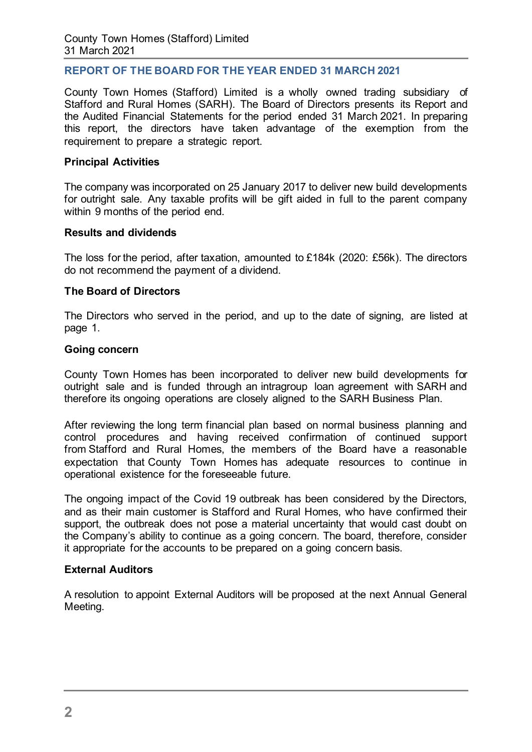## REPORT OF THE BOARD FOR THE YEAR ENDED 31 MARCH 2021

County Town Homes (Stafford) Limited is a wholly owned trading subsidiary of Stafford and Rural Homes (SARH). The Board of Directors presents its Report and the Audited Financial Statements for the period ended 31 March 2021. In preparing this report, the directors have taken advantage of the exemption from the requirement to prepare a strategic report.

### Principal Activities

The company was incorporated on 25 January 2017 to deliver new build developments for outright sale. Any taxable profits will be gift aided in full to the parent company within 9 months of the period end.

### Results and dividends

The loss for the period, after taxation, amounted to £184k (2020: £56k). The directors do not recommend the payment of a dividend.

### The Board of Directors

The Directors who served in the period, and up to the date of signing, are listed at page 1.

### Going concern

County Town Homes has been incorporated to deliver new build developments for outright sale and is funded through an intragroup loan agreement with SARH and therefore its ongoing operations are closely aligned to the SARH Business Plan.

After reviewing the long term financial plan based on normal business planning and control procedures and having received confirmation of continued support from Stafford and Rural Homes, the members of the Board have a reasonable expectation that County Town Homes has adequate resources to continue in operational existence for the foreseeable future.

The ongoing impact of the Covid 19 outbreak has been considered by the Directors, and as their main customer is Stafford and Rural Homes, who have confirmed their support, the outbreak does not pose a material uncertainty that would cast doubt on the Company's ability to continue as a going concern. The board, therefore, consider it appropriate for the accounts to be prepared on a going concern basis.

### External Auditors

A resolution to appoint External Auditors will be proposed at the next Annual General Meeting.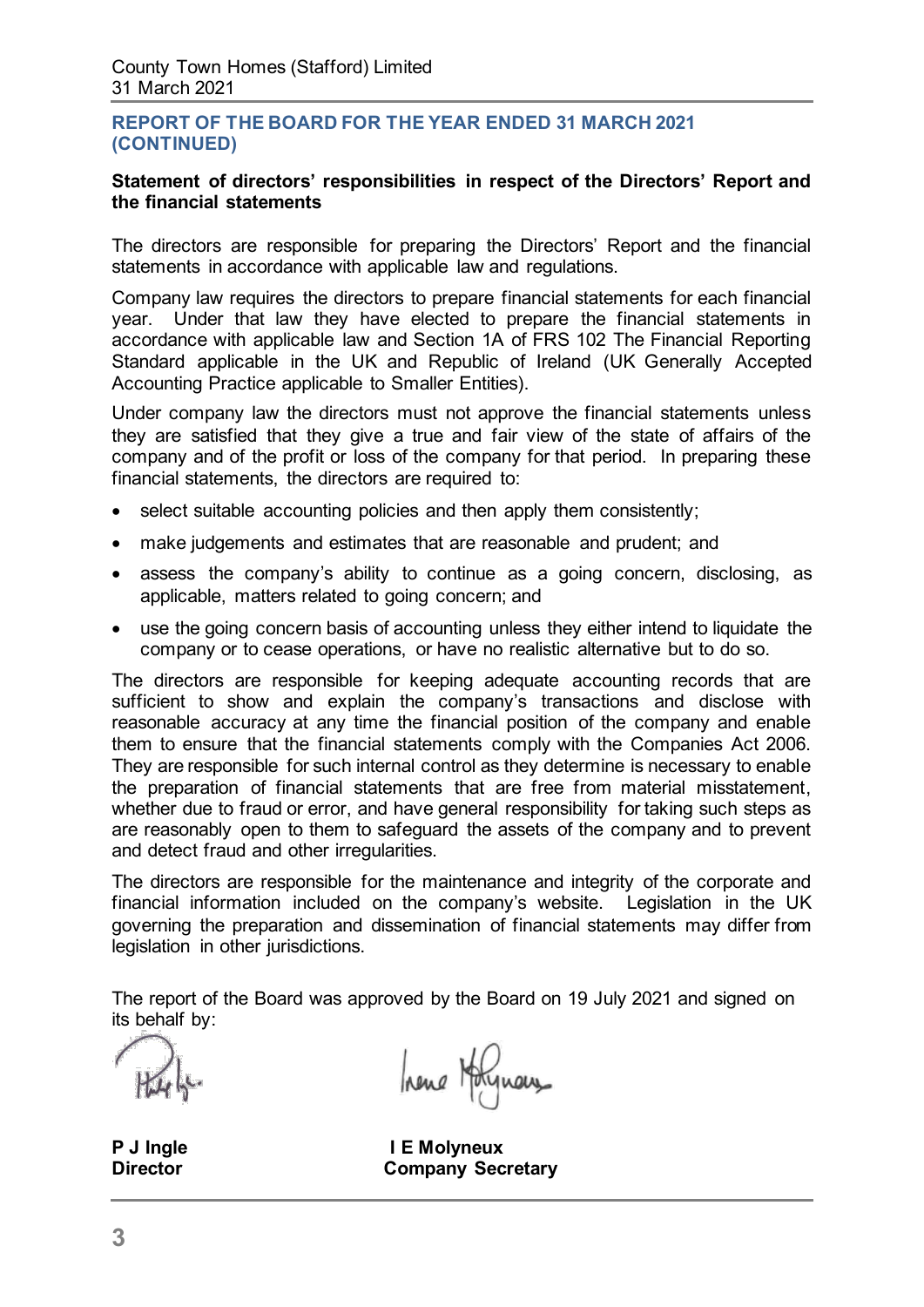## REPORT OF THE BOARD FOR THE YEAR ENDED 31 MARCH 2021 (CONTINUED)

### Statement of directors' responsibilities in respect of the Directors' Report and the financial statements

The directors are responsible for preparing the Directors' Report and the financial statements in accordance with applicable law and regulations.

Company law requires the directors to prepare financial statements for each financial year. Under that law they have elected to prepare the financial statements in accordance with applicable law and Section 1A of FRS 102 The Financial Reporting Standard applicable in the UK and Republic of Ireland (UK Generally Accepted Accounting Practice applicable to Smaller Entities).

Under company law the directors must not approve the financial statements unless they are satisfied that they give a true and fair view of the state of affairs of the company and of the profit or loss of the company for that period. In preparing these financial statements, the directors are required to:

- select suitable accounting policies and then apply them consistently;
- make judgements and estimates that are reasonable and prudent; and
- assess the company's ability to continue as a going concern, disclosing, as applicable, matters related to going concern; and
- use the going concern basis of accounting unless they either intend to liquidate the company or to cease operations, or have no realistic alternative but to do so.

The directors are responsible for keeping adequate accounting records that are sufficient to show and explain the company's transactions and disclose with reasonable accuracy at any time the financial position of the company and enable them to ensure that the financial statements comply with the Companies Act 2006. They are responsible for such internal control as they determine is necessary to enable the preparation of financial statements that are free from material misstatement, whether due to fraud or error, and have general responsibility for taking such steps as are reasonably open to them to safeguard the assets of the company and to prevent and detect fraud and other irregularities.

The directors are responsible for the maintenance and integrity of the corporate and financial information included on the company's website. Legislation in the UK governing the preparation and dissemination of financial statements may differ from legislation in other jurisdictions.

The report of the Board was approved by the Board on 19 July 2021 and signed on its behalf by:

| | |
|---|---|
| **P J Ingle** | **I E Molyneux** |
| **Director** | **Company Secretary** |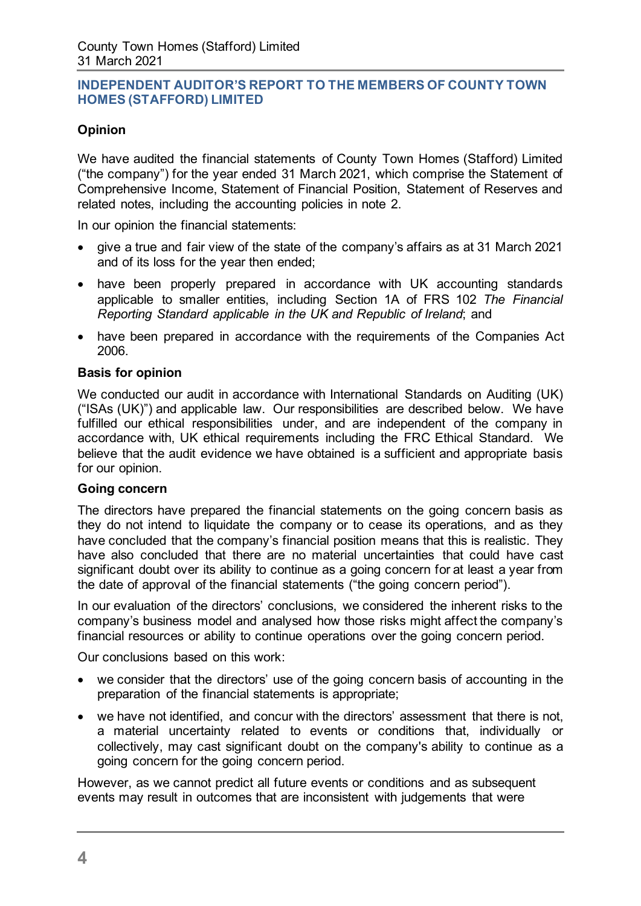## INDEPENDENT AUDITOR'S REPORT TO THE MEMBERS OF COUNTY TOWN HOMES (STAFFORD) LIMITED

### Opinion

We have audited the financial statements of County Town Homes (Stafford) Limited ("the company") for the year ended 31 March 2021, which comprise the Statement of Comprehensive Income, Statement of Financial Position, Statement of Reserves and related notes, including the accounting policies in note 2.

In our opinion the financial statements:

- give a true and fair view of the state of the company's affairs as at 31 March 2021 and of its loss for the year then ended;
- have been properly prepared in accordance with UK accounting standards applicable to smaller entities, including Section 1A of FRS 102 *The Financial Reporting Standard applicable in the UK and Republic of Ireland*; and
- have been prepared in accordance with the requirements of the Companies Act 2006.

### Basis for opinion

We conducted our audit in accordance with International Standards on Auditing (UK) ("ISAs (UK)") and applicable law. Our responsibilities are described below. We have fulfilled our ethical responsibilities under, and are independent of the company in accordance with, UK ethical requirements including the FRC Ethical Standard. We believe that the audit evidence we have obtained is a sufficient and appropriate basis for our opinion.

### Going concern

The directors have prepared the financial statements on the going concern basis as they do not intend to liquidate the company or to cease its operations, and as they have concluded that the company's financial position means that this is realistic. They have also concluded that there are no material uncertainties that could have cast significant doubt over its ability to continue as a going concern for at least a year from the date of approval of the financial statements ("the going concern period").

In our evaluation of the directors' conclusions, we considered the inherent risks to the company's business model and analysed how those risks might affect the company's financial resources or ability to continue operations over the going concern period.

Our conclusions based on this work:

- we consider that the directors' use of the going concern basis of accounting in the preparation of the financial statements is appropriate;
- we have not identified, and concur with the directors' assessment that there is not, a material uncertainty related to events or conditions that, individually or collectively, may cast significant doubt on the company's ability to continue as a going concern for the going concern period.

However, as we cannot predict all future events or conditions and as subsequent events may result in outcomes that are inconsistent with judgements that were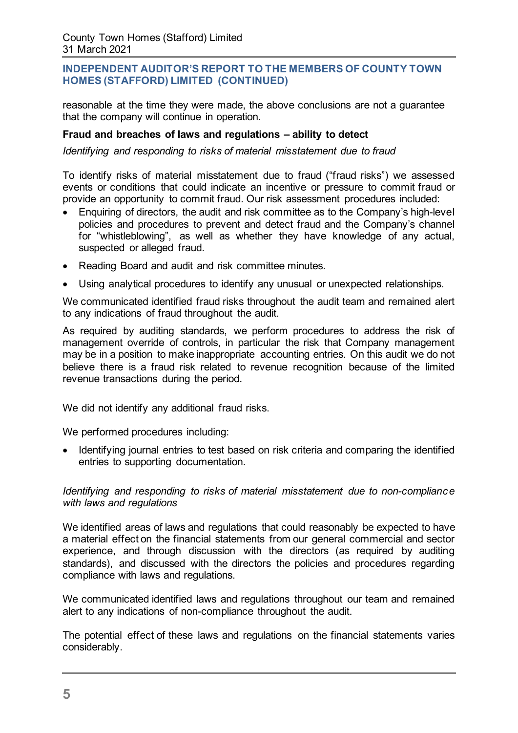## INDEPENDENT AUDITOR'S REPORT TO THE MEMBERS OF COUNTY TOWN HOMES (STAFFORD) LIMITED (CONTINUED)

reasonable at the time they were made, the above conclusions are not a guarantee that the company will continue in operation.

**Fraud and breaches of laws and regulations – ability to detect**

*Identifying and responding to risks of material misstatement due to fraud*

To identify risks of material misstatement due to fraud ("fraud risks") we assessed events or conditions that could indicate an incentive or pressure to commit fraud or provide an opportunity to commit fraud. Our risk assessment procedures included:

- Enquiring of directors, the audit and risk committee as to the Company's high-level policies and procedures to prevent and detect fraud and the Company's channel for "whistleblowing", as well as whether they have knowledge of any actual, suspected or alleged fraud.
- Reading Board and audit and risk committee minutes.
- Using analytical procedures to identify any unusual or unexpected relationships.

We communicated identified fraud risks throughout the audit team and remained alert to any indications of fraud throughout the audit.

As required by auditing standards, we perform procedures to address the risk of management override of controls, in particular the risk that Company management may be in a position to make inappropriate accounting entries. On this audit we do not believe there is a fraud risk related to revenue recognition because of the limited revenue transactions during the period.

We did not identify any additional fraud risks.

We performed procedures including:

- Identifying journal entries to test based on risk criteria and comparing the identified entries to supporting documentation.

*Identifying and responding to risks of material misstatement due to non-compliance with laws and regulations*

We identified areas of laws and regulations that could reasonably be expected to have a material effect on the financial statements from our general commercial and sector experience, and through discussion with the directors (as required by auditing standards), and discussed with the directors the policies and procedures regarding compliance with laws and regulations.

We communicated identified laws and regulations throughout our team and remained alert to any indications of non-compliance throughout the audit.

The potential effect of these laws and regulations on the financial statements varies considerably.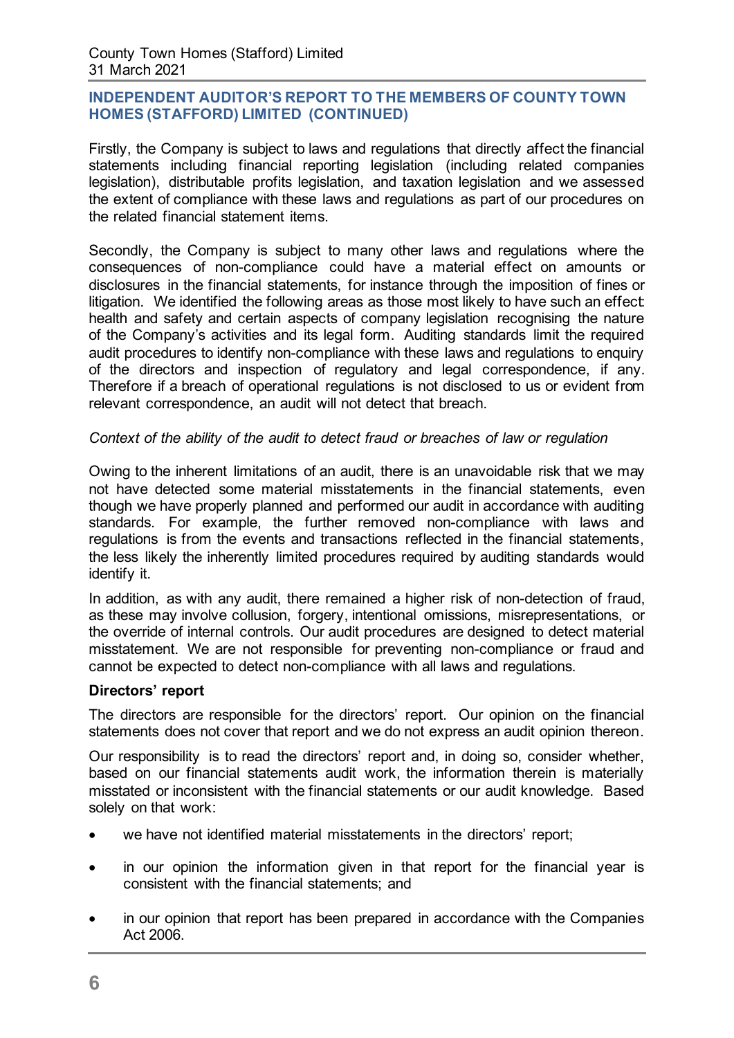## INDEPENDENT AUDITOR'S REPORT TO THE MEMBERS OF COUNTY TOWN HOMES (STAFFORD) LIMITED (CONTINUED)

Firstly, the Company is subject to laws and regulations that directly affect the financial statements including financial reporting legislation (including related companies legislation), distributable profits legislation, and taxation legislation and we assessed the extent of compliance with these laws and regulations as part of our procedures on the related financial statement items.

Secondly, the Company is subject to many other laws and regulations where the consequences of non-compliance could have a material effect on amounts or disclosures in the financial statements, for instance through the imposition of fines or litigation. We identified the following areas as those most likely to have such an effect: health and safety and certain aspects of company legislation recognising the nature of the Company's activities and its legal form. Auditing standards limit the required audit procedures to identify non-compliance with these laws and regulations to enquiry of the directors and inspection of regulatory and legal correspondence, if any. Therefore if a breach of operational regulations is not disclosed to us or evident from relevant correspondence, an audit will not detect that breach.

*Context of the ability of the audit to detect fraud or breaches of law or regulation*

Owing to the inherent limitations of an audit, there is an unavoidable risk that we may not have detected some material misstatements in the financial statements, even though we have properly planned and performed our audit in accordance with auditing standards. For example, the further removed non-compliance with laws and regulations is from the events and transactions reflected in the financial statements, the less likely the inherently limited procedures required by auditing standards would identify it.

In addition, as with any audit, there remained a higher risk of non-detection of fraud, as these may involve collusion, forgery, intentional omissions, misrepresentations, or the override of internal controls. Our audit procedures are designed to detect material misstatement. We are not responsible for preventing non-compliance or fraud and cannot be expected to detect non-compliance with all laws and regulations.

**Directors' report**

The directors are responsible for the directors' report. Our opinion on the financial statements does not cover that report and we do not express an audit opinion thereon.

Our responsibility is to read the directors' report and, in doing so, consider whether, based on our financial statements audit work, the information therein is materially misstated or inconsistent with the financial statements or our audit knowledge. Based solely on that work:

- we have not identified material misstatements in the directors' report;
- in our opinion the information given in that report for the financial year is consistent with the financial statements; and
- in our opinion that report has been prepared in accordance with the Companies Act 2006.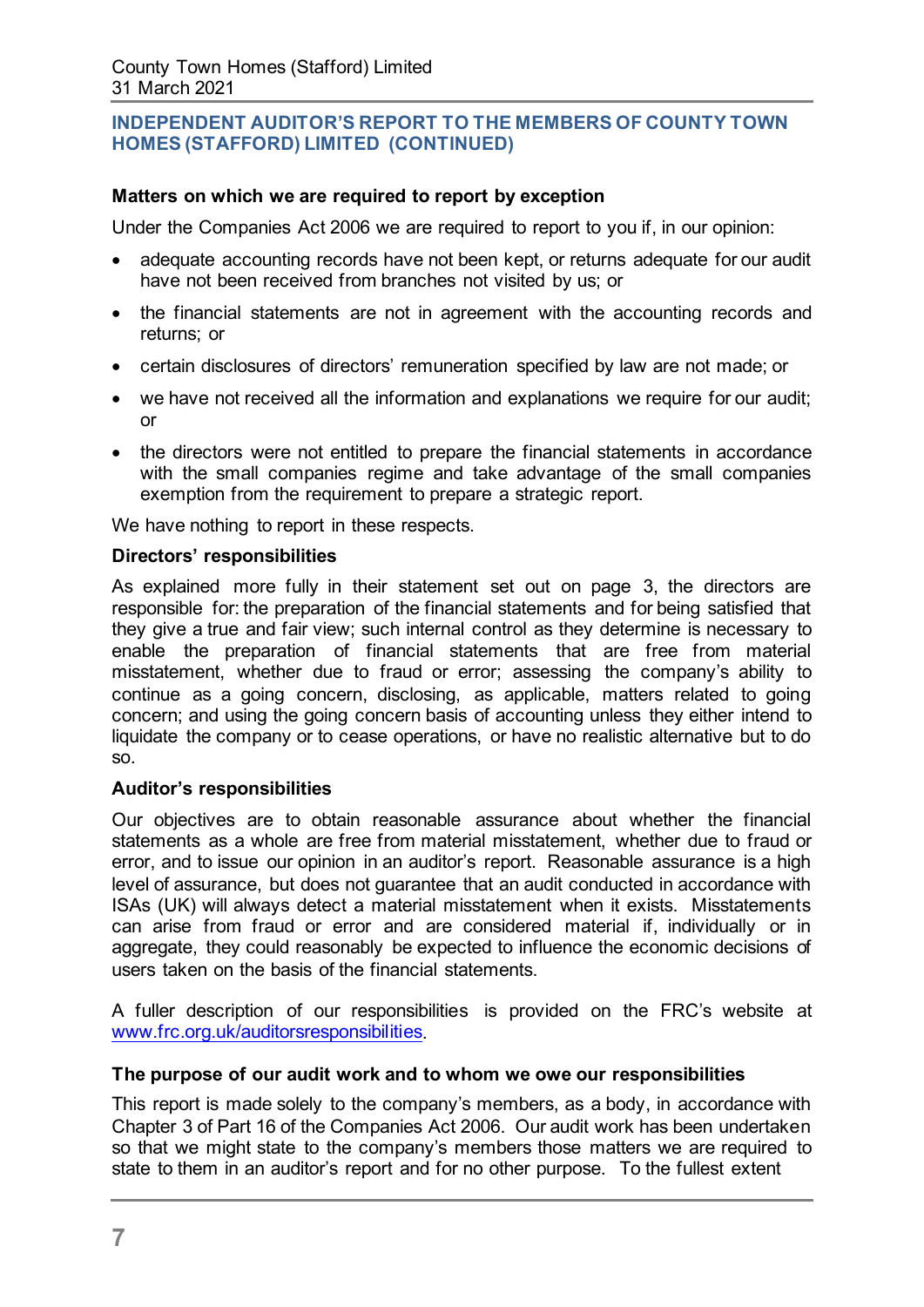## INDEPENDENT AUDITOR'S REPORT TO THE MEMBERS OF COUNTY TOWN HOMES (STAFFORD) LIMITED (CONTINUED)

**Matters on which we are required to report by exception**

Under the Companies Act 2006 we are required to report to you if, in our opinion:

- adequate accounting records have not been kept, or returns adequate for our audit have not been received from branches not visited by us; or
- the financial statements are not in agreement with the accounting records and returns; or
- certain disclosures of directors' remuneration specified by law are not made; or
- we have not received all the information and explanations we require for our audit; or
- the directors were not entitled to prepare the financial statements in accordance with the small companies regime and take advantage of the small companies exemption from the requirement to prepare a strategic report.

We have nothing to report in these respects.

**Directors' responsibilities**

As explained more fully in their statement set out on page 3, the directors are responsible for: the preparation of the financial statements and for being satisfied that they give a true and fair view; such internal control as they determine is necessary to enable the preparation of financial statements that are free from material misstatement, whether due to fraud or error; assessing the company's ability to continue as a going concern, disclosing, as applicable, matters related to going concern; and using the going concern basis of accounting unless they either intend to liquidate the company or to cease operations, or have no realistic alternative but to do so.

**Auditor's responsibilities**

Our objectives are to obtain reasonable assurance about whether the financial statements as a whole are free from material misstatement, whether due to fraud or error, and to issue our opinion in an auditor's report. Reasonable assurance is a high level of assurance, but does not guarantee that an audit conducted in accordance with ISAs (UK) will always detect a material misstatement when it exists. Misstatements can arise from fraud or error and are considered material if, individually or in aggregate, they could reasonably be expected to influence the economic decisions of users taken on the basis of the financial statements.

A fuller description of our responsibilities is provided on the FRC's website at www.frc.org.uk/auditorsresponsibilities.

**The purpose of our audit work and to whom we owe our responsibilities**

This report is made solely to the company's members, as a body, in accordance with Chapter 3 of Part 16 of the Companies Act 2006. Our audit work has been undertaken so that we might state to the company's members those matters we are required to state to them in an auditor's report and for no other purpose. To the fullest extent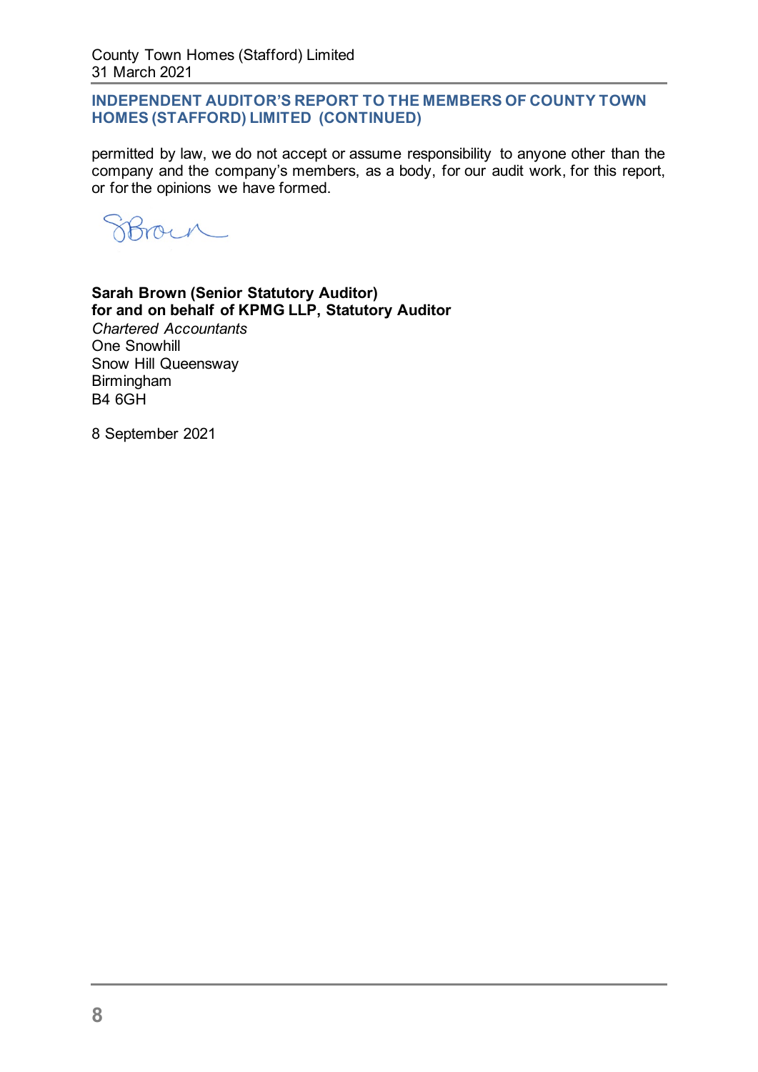## INDEPENDENT AUDITOR'S REPORT TO THE MEMBERS OF COUNTY TOWN HOMES (STAFFORD) LIMITED (CONTINUED)

permitted by law, we do not accept or assume responsibility to anyone other than the company and the company's members, as a body, for our audit work, for this report, or for the opinions we have formed.

**Sarah Brown (Senior Statutory Auditor)**
**for and on behalf of KPMG LLP, Statutory Auditor**
*Chartered Accountants*
One Snowhill
Snow Hill Queensway
Birmingham
B4 6GH

8 September 2021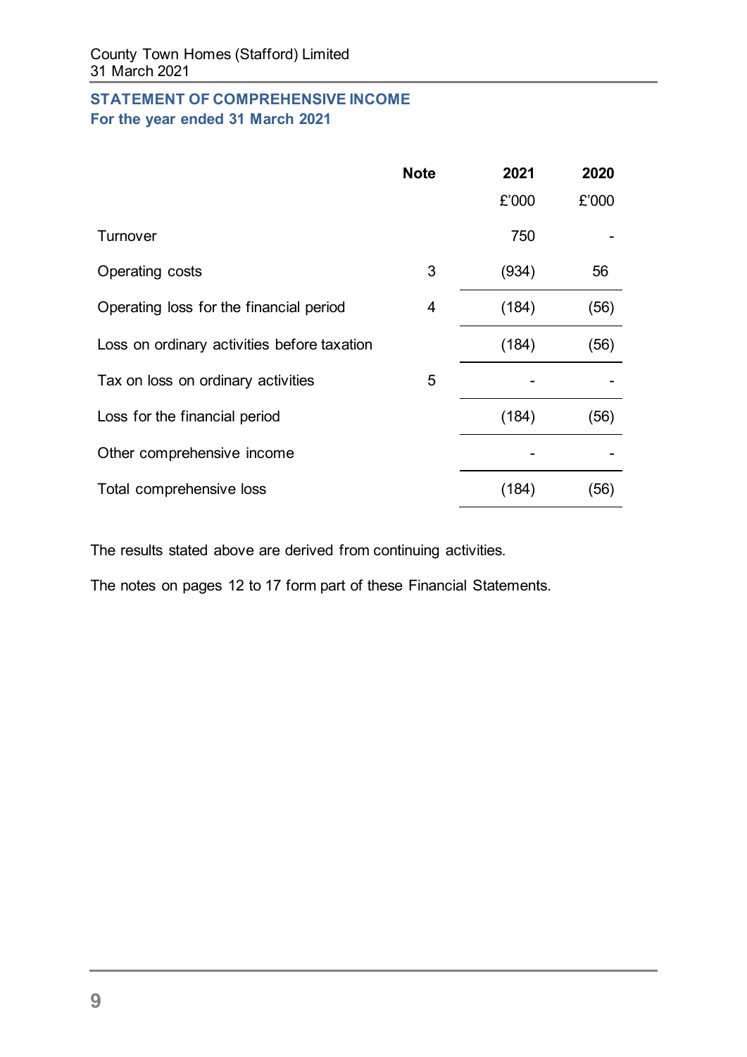County Town Homes (Stafford) Limited
31 March 2021

## STATEMENT OF COMPREHENSIVE INCOME
### For the year ended 31 March 2021

| | Note | 2021 | 2020 |
|---|---|---|---|
| | | £'000 | £'000 |
| Turnover | | 750 | - |
| Operating costs | 3 | (934) | 56 |
| Operating loss for the financial period | 4 | (184) | (56) |
| Loss on ordinary activities before taxation | | (184) | (56) |
| Tax on loss on ordinary activities | 5 | - | - |
| Loss for the financial period | | (184) | (56) |
| Other comprehensive income | | - | - |
| Total comprehensive loss | | (184) | (56) |

The results stated above are derived from continuing activities.

The notes on pages 12 to 17 form part of these Financial Statements.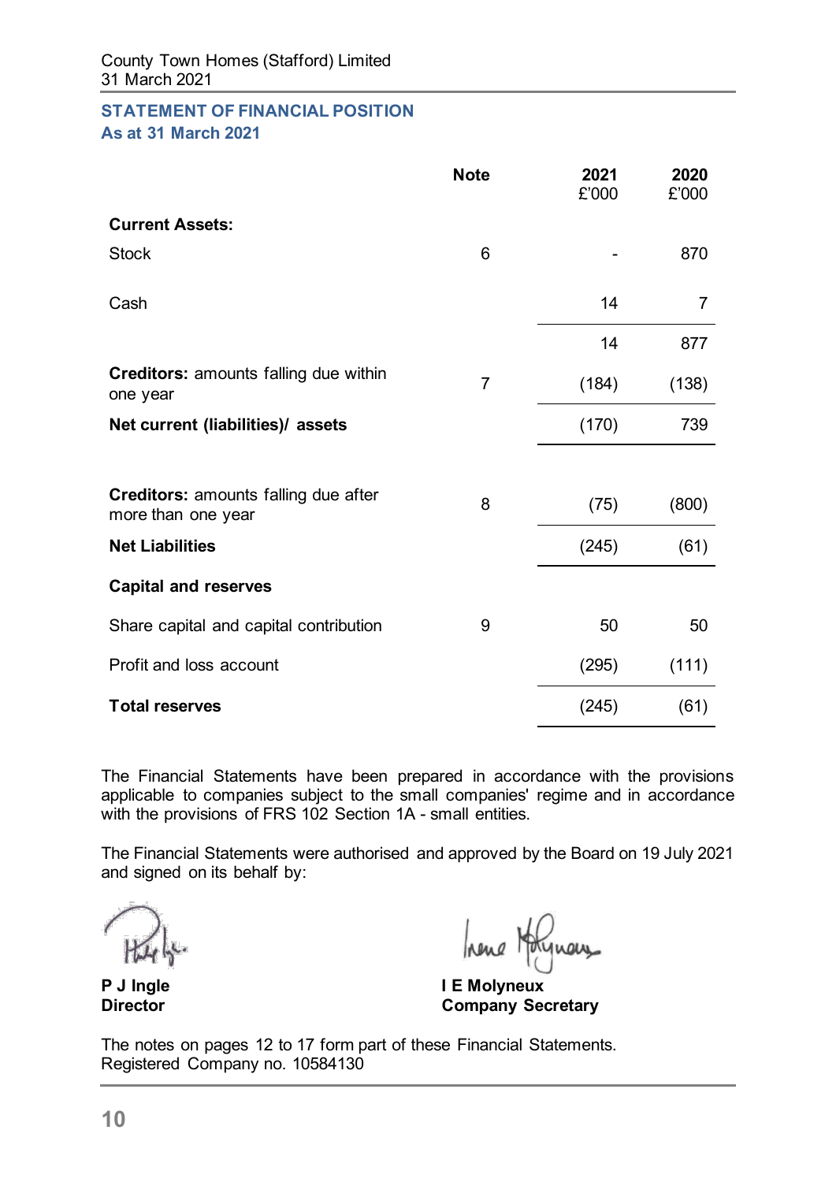County Town Homes (Stafford) Limited
31 March 2021

## STATEMENT OF FINANCIAL POSITION
### As at 31 March 2021

| | Note | 2021<br>£'000 | 2020<br>£'000 |
|---|---|---|---|
| **Current Assets:** | | | |
| Stock | 6 | - | 870 |
| Cash | | 14 | 7 |
| | | 14 | 877 |
| **Creditors:** amounts falling due within one year | 7 | (184) | (138) |
| **Net current (liabilities)/ assets** | | (170) | 739 |
| **Creditors:** amounts falling due after more than one year | 8 | (75) | (800) |
| **Net Liabilities** | | (245) | (61) |
| **Capital and reserves** | | | |
| Share capital and capital contribution | 9 | 50 | 50 |
| Profit and loss account | | (295) | (111) |
| **Total reserves** | | (245) | (61) |

The Financial Statements have been prepared in accordance with the provisions applicable to companies subject to the small companies' regime and in accordance with the provisions of FRS 102 Section 1A - small entities.

The Financial Statements were authorised and approved by the Board on 19 July 2021 and signed on its behalf by:

**P J Ingle**
**Director**

**I E Molyneux**
**Company Secretary**

The notes on pages 12 to 17 form part of these Financial Statements.
Registered Company no. 10584130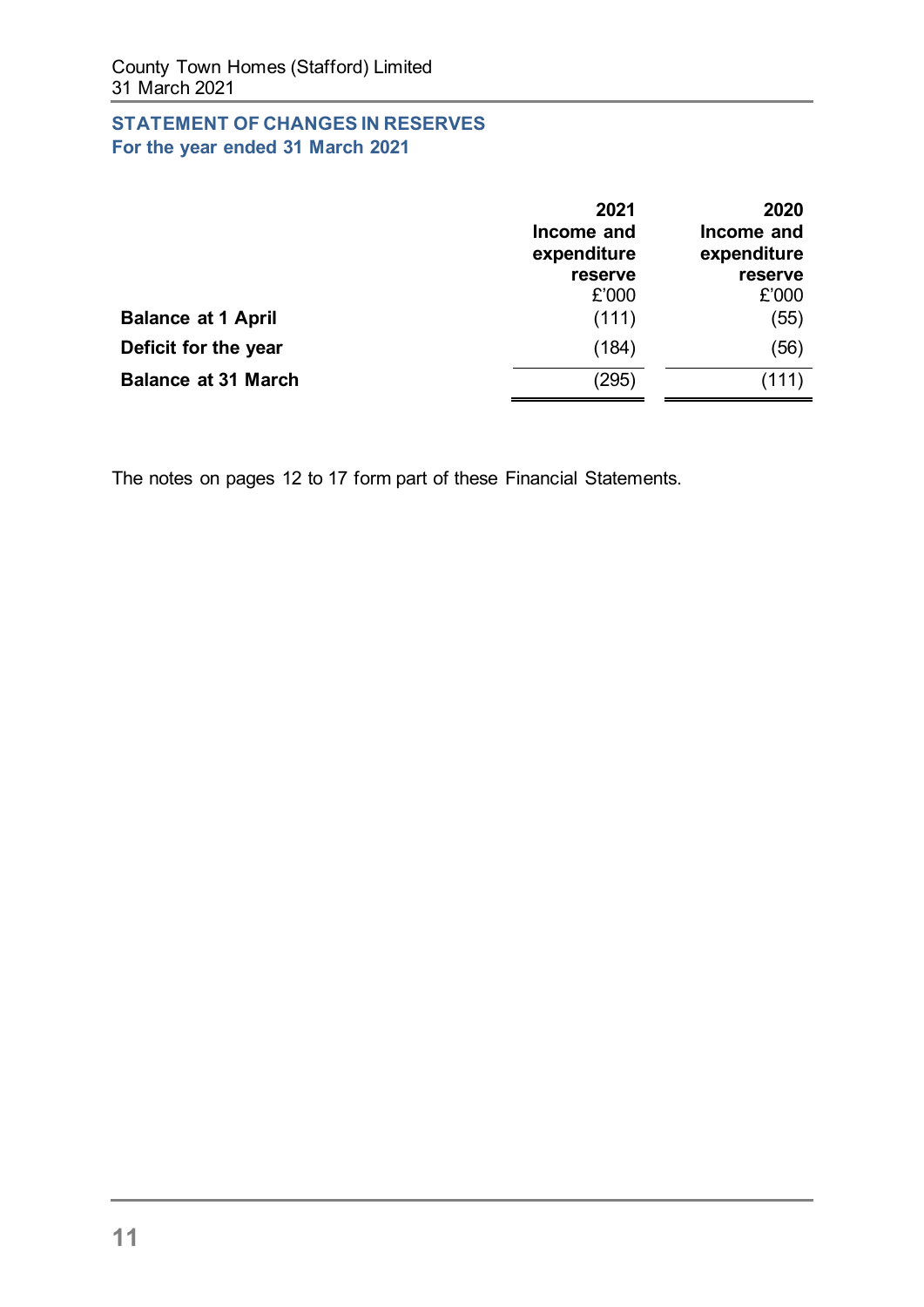## STATEMENT OF CHANGES IN RESERVES
### For the year ended 31 March 2021

| | 2021 Income and expenditure reserve £'000 | 2020 Income and expenditure reserve £'000 |
|---|---|---|
| **Balance at 1 April** | (111) | (55) |
| **Deficit for the year** | (184) | (56) |
| **Balance at 31 March** | (295) | (111) |

The notes on pages 12 to 17 form part of these Financial Statements.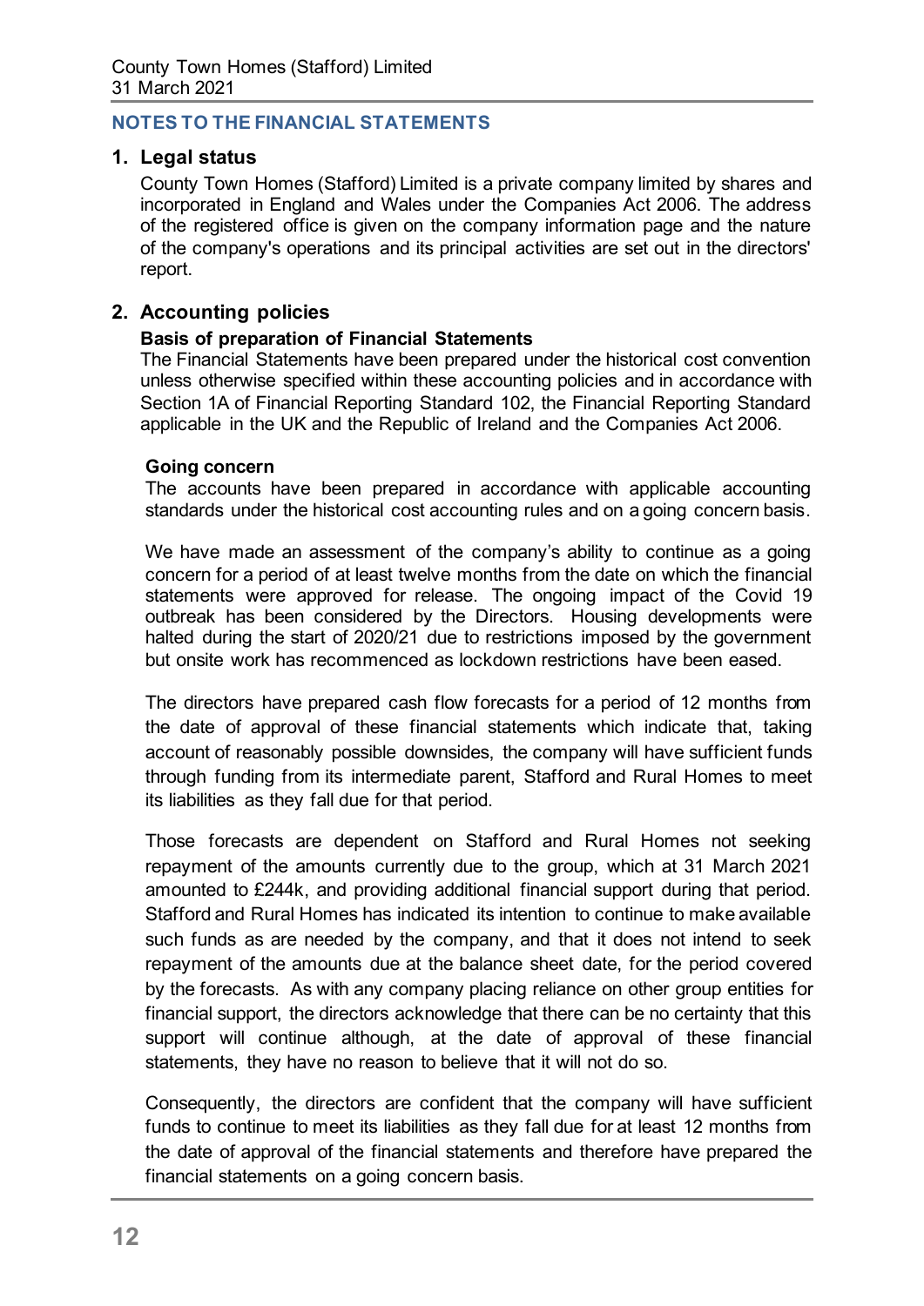County Town Homes (Stafford) Limited
31 March 2021

## NOTES TO THE FINANCIAL STATEMENTS

### 1. Legal status

County Town Homes (Stafford) Limited is a private company limited by shares and incorporated in England and Wales under the Companies Act 2006. The address of the registered office is given on the company information page and the nature of the company's operations and its principal activities are set out in the directors' report.

### 2. Accounting policies

**Basis of preparation of Financial Statements**

The Financial Statements have been prepared under the historical cost convention unless otherwise specified within these accounting policies and in accordance with Section 1A of Financial Reporting Standard 102, the Financial Reporting Standard applicable in the UK and the Republic of Ireland and the Companies Act 2006.

**Going concern**

The accounts have been prepared in accordance with applicable accounting standards under the historical cost accounting rules and on a going concern basis.

We have made an assessment of the company's ability to continue as a going concern for a period of at least twelve months from the date on which the financial statements were approved for release. The ongoing impact of the Covid 19 outbreak has been considered by the Directors. Housing developments were halted during the start of 2020/21 due to restrictions imposed by the government but onsite work has recommenced as lockdown restrictions have been eased.

The directors have prepared cash flow forecasts for a period of 12 months from the date of approval of these financial statements which indicate that, taking account of reasonably possible downsides, the company will have sufficient funds through funding from its intermediate parent, Stafford and Rural Homes to meet its liabilities as they fall due for that period.

Those forecasts are dependent on Stafford and Rural Homes not seeking repayment of the amounts currently due to the group, which at 31 March 2021 amounted to £244k, and providing additional financial support during that period. Stafford and Rural Homes has indicated its intention to continue to make available such funds as are needed by the company, and that it does not intend to seek repayment of the amounts due at the balance sheet date, for the period covered by the forecasts. As with any company placing reliance on other group entities for financial support, the directors acknowledge that there can be no certainty that this support will continue although, at the date of approval of these financial statements, they have no reason to believe that it will not do so.

Consequently, the directors are confident that the company will have sufficient funds to continue to meet its liabilities as they fall due for at least 12 months from the date of approval of the financial statements and therefore have prepared the financial statements on a going concern basis.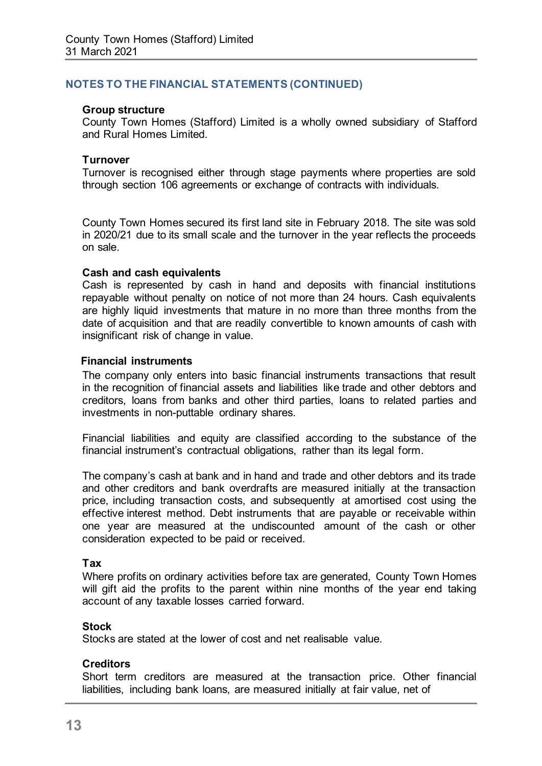## NOTES TO THE FINANCIAL STATEMENTS (CONTINUED)

**Group structure**

County Town Homes (Stafford) Limited is a wholly owned subsidiary of Stafford and Rural Homes Limited.

**Turnover**

Turnover is recognised either through stage payments where properties are sold through section 106 agreements or exchange of contracts with individuals.

County Town Homes secured its first land site in February 2018. The site was sold in 2020/21 due to its small scale and the turnover in the year reflects the proceeds on sale.

**Cash and cash equivalents**

Cash is represented by cash in hand and deposits with financial institutions repayable without penalty on notice of not more than 24 hours. Cash equivalents are highly liquid investments that mature in no more than three months from the date of acquisition and that are readily convertible to known amounts of cash with insignificant risk of change in value.

**Financial instruments**

The company only enters into basic financial instruments transactions that result in the recognition of financial assets and liabilities like trade and other debtors and creditors, loans from banks and other third parties, loans to related parties and investments in non-puttable ordinary shares.

Financial liabilities and equity are classified according to the substance of the financial instrument's contractual obligations, rather than its legal form.

The company's cash at bank and in hand and trade and other debtors and its trade and other creditors and bank overdrafts are measured initially at the transaction price, including transaction costs, and subsequently at amortised cost using the effective interest method. Debt instruments that are payable or receivable within one year are measured at the undiscounted amount of the cash or other consideration expected to be paid or received.

**Tax**

Where profits on ordinary activities before tax are generated, County Town Homes will gift aid the profits to the parent within nine months of the year end taking account of any taxable losses carried forward.

**Stock**

Stocks are stated at the lower of cost and net realisable value.

**Creditors**

Short term creditors are measured at the transaction price. Other financial liabilities, including bank loans, are measured initially at fair value, net of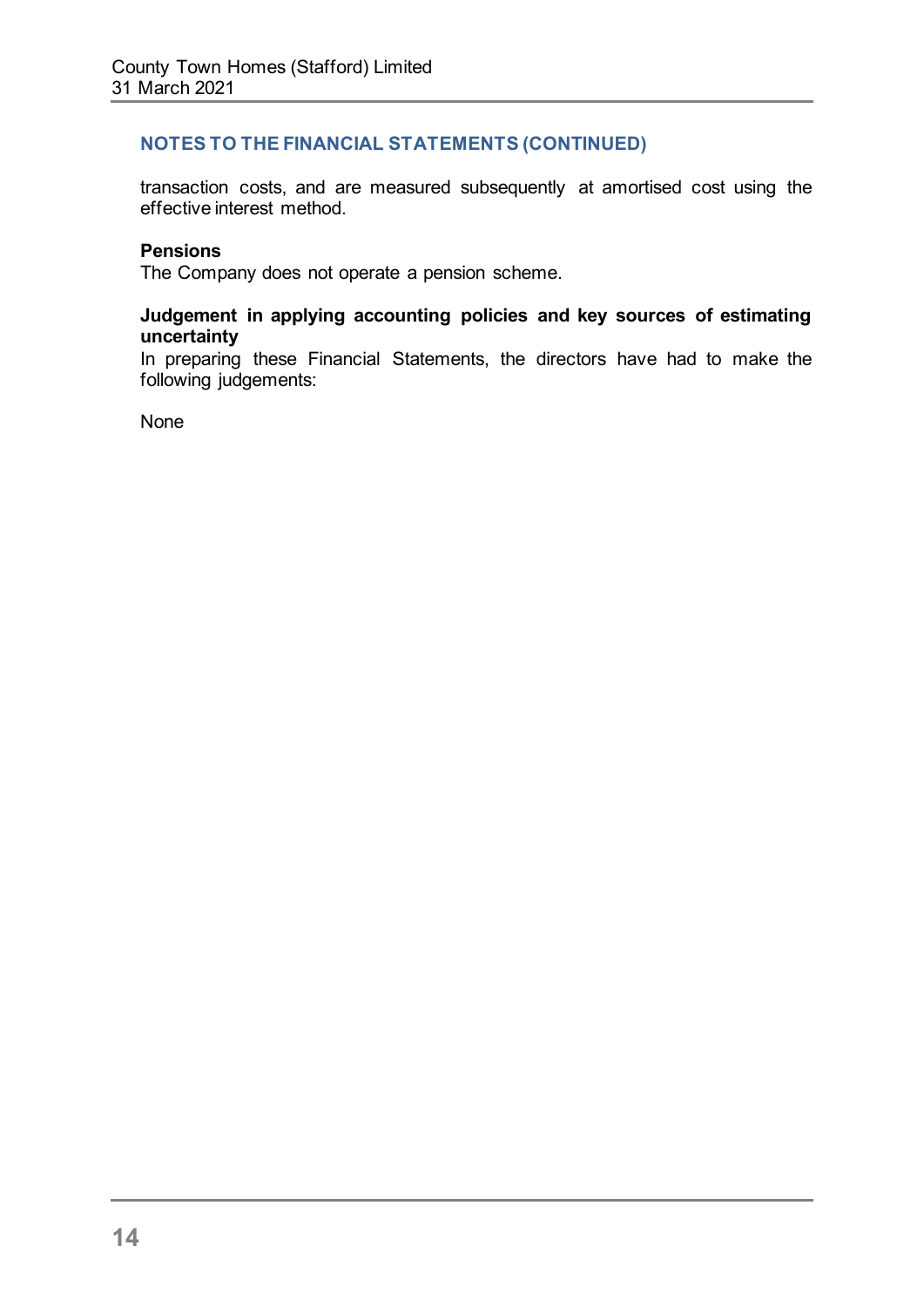## NOTES TO THE FINANCIAL STATEMENTS (CONTINUED)

transaction costs, and are measured subsequently at amortised cost using the effective interest method.

**Pensions**
The Company does not operate a pension scheme.

**Judgement in applying accounting policies and key sources of estimating uncertainty**
In preparing these Financial Statements, the directors have had to make the following judgements:

None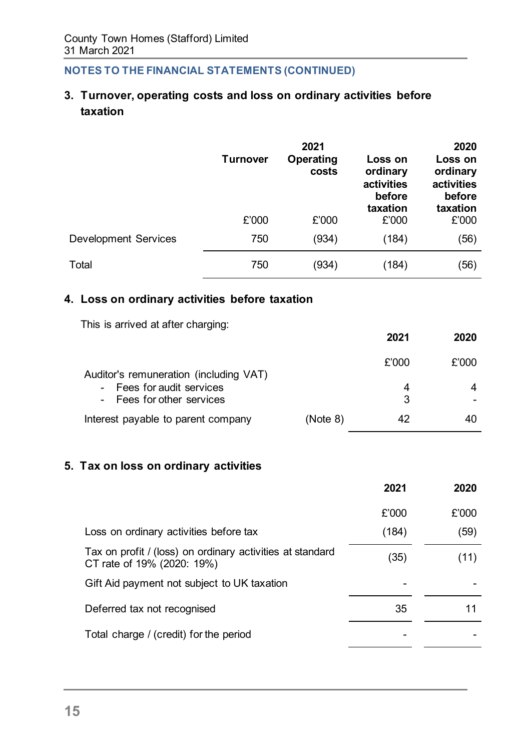## NOTES TO THE FINANCIAL STATEMENTS (CONTINUED)

### 3. Turnover, operating costs and loss on ordinary activities before taxation

| | Turnover | 2021 Operating costs | Loss on ordinary activities before taxation | 2020 Loss on ordinary activities before taxation |
|---|---|---|---|---|
| | £'000 | £'000 | £'000 | £'000 |
| Development Services | 750 | (934) | (184) | (56) |
| Total | 750 | (934) | (184) | (56) |

### 4. Loss on ordinary activities before taxation

This is arrived at after charging:

| | | 2021 | 2020 |
|---|---|---|---|
| | | £'000 | £'000 |
| Auditor's remuneration (including VAT) | | | |
| - Fees for audit services | | 4 | 4 |
| - Fees for other services | | 3 | - |
| Interest payable to parent company | (Note 8) | 42 | 40 |

### 5. Tax on loss on ordinary activities

| | 2021 | 2020 |
|---|---|---|
| | £'000 | £'000 |
| Loss on ordinary activities before tax | (184) | (59) |
| Tax on profit / (loss) on ordinary activities at standard CT rate of 19% (2020: 19%) | (35) | (11) |
| Gift Aid payment not subject to UK taxation | - | - |
| Deferred tax not recognised | 35 | 11 |
| Total charge / (credit) for the period | - | - |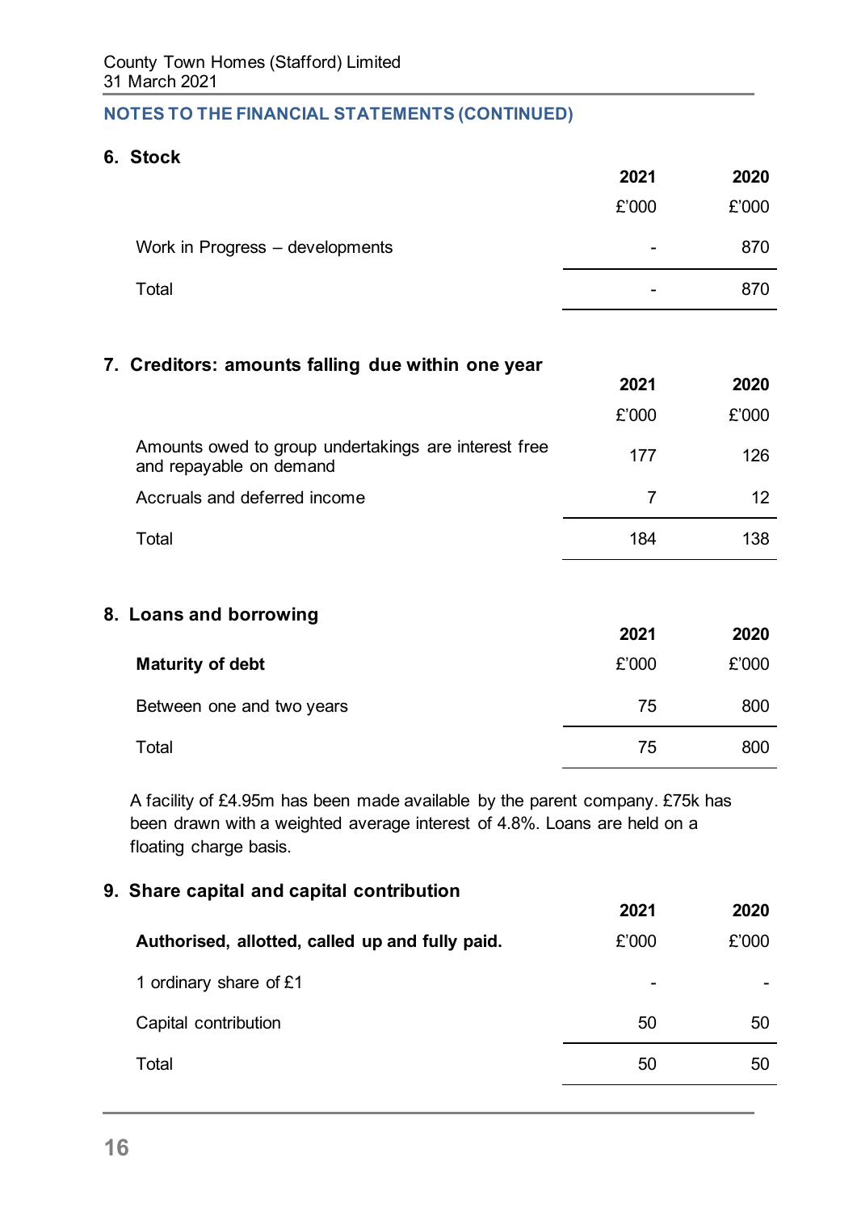## NOTES TO THE FINANCIAL STATEMENTS (CONTINUED)

### 6. Stock

| | 2021 | 2020 |
|---|---|---|
| | £'000 | £'000 |
| Work in Progress – developments | - | 870 |
| Total | - | 870 |

### 7. Creditors: amounts falling due within one year

| | 2021 | 2020 |
|---|---|---|
| | £'000 | £'000 |
| Amounts owed to group undertakings are interest free and repayable on demand | 177 | 126 |
| Accruals and deferred income | 7 | 12 |
| Total | 184 | 138 |

### 8. Loans and borrowing

| | 2021 | 2020 |
|---|---|---|
| **Maturity of debt** | £'000 | £'000 |
| Between one and two years | 75 | 800 |
| Total | 75 | 800 |

A facility of £4.95m has been made available by the parent company. £75k has been drawn with a weighted average interest of 4.8%. Loans are held on a floating charge basis.

### 9. Share capital and capital contribution

| | 2021 | 2020 |
|---|---|---|
| **Authorised, allotted, called up and fully paid.** | £'000 | £'000 |
| 1 ordinary share of £1 | - | - |
| Capital contribution | 50 | 50 |
| Total | 50 | 50 |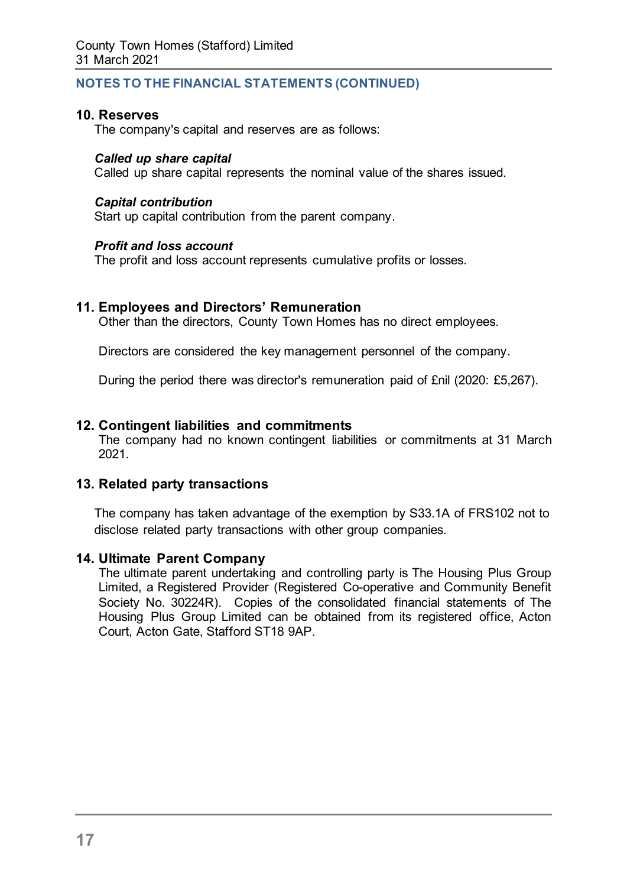## NOTES TO THE FINANCIAL STATEMENTS (CONTINUED)

### 10. Reserves

The company's capital and reserves are as follows:

***Called up share capital***
Called up share capital represents the nominal value of the shares issued.

***Capital contribution***
Start up capital contribution from the parent company.

***Profit and loss account***
The profit and loss account represents cumulative profits or losses.

### 11. Employees and Directors' Remuneration

Other than the directors, County Town Homes has no direct employees.

Directors are considered the key management personnel of the company.

During the period there was director's remuneration paid of £nil (2020: £5,267).

### 12. Contingent liabilities and commitments

The company had no known contingent liabilities or commitments at 31 March 2021.

### 13. Related party transactions

The company has taken advantage of the exemption by S33.1A of FRS102 not to disclose related party transactions with other group companies.

### 14. Ultimate Parent Company

The ultimate parent undertaking and controlling party is The Housing Plus Group Limited, a Registered Provider (Registered Co-operative and Community Benefit Society No. 30224R). Copies of the consolidated financial statements of The Housing Plus Group Limited can be obtained from its registered office, Acton Court, Acton Gate, Stafford ST18 9AP.